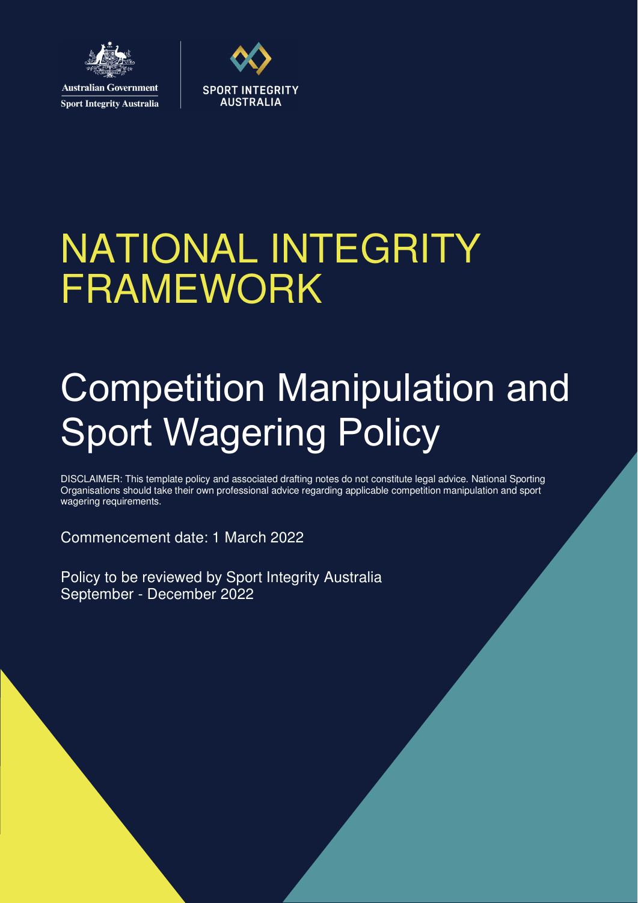Australian Government
Sport Integrity Australia

SPORT INTEGRITY AUSTRALIA

# NATIONAL INTEGRITY FRAMEWORK

# Competition Manipulation and Sport Wagering Policy

DISCLAIMER: This template policy and associated drafting notes do not constitute legal advice. National Sporting Organisations should take their own professional advice regarding applicable competition manipulation and sport wagering requirements.

Commencement date: 1 March 2022

Policy to be reviewed by Sport Integrity Australia September - December 2022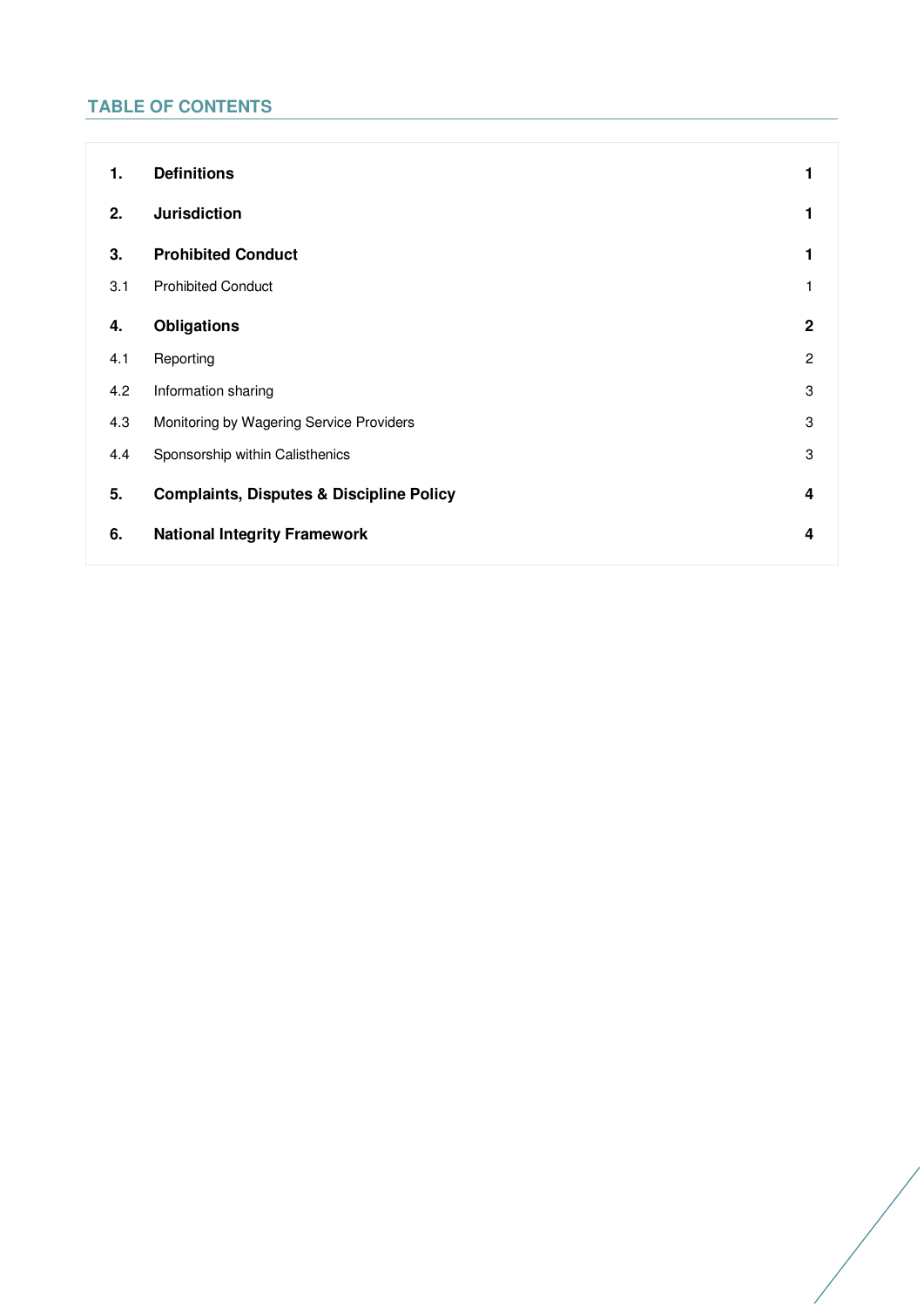## TABLE OF CONTENTS

| | | |
|---|---|---|
| **1.** | **Definitions** | **1** |
| **2.** | **Jurisdiction** | **1** |
| **3.** | **Prohibited Conduct** | **1** |
| 3.1 | Prohibited Conduct | 1 |
| **4.** | **Obligations** | **2** |
| 4.1 | Reporting | 2 |
| 4.2 | Information sharing | 3 |
| 4.3 | Monitoring by Wagering Service Providers | 3 |
| 4.4 | Sponsorship within Calisthenics | 3 |
| **5.** | **Complaints, Disputes & Discipline Policy** | **4** |
| **6.** | **National Integrity Framework** | **4** |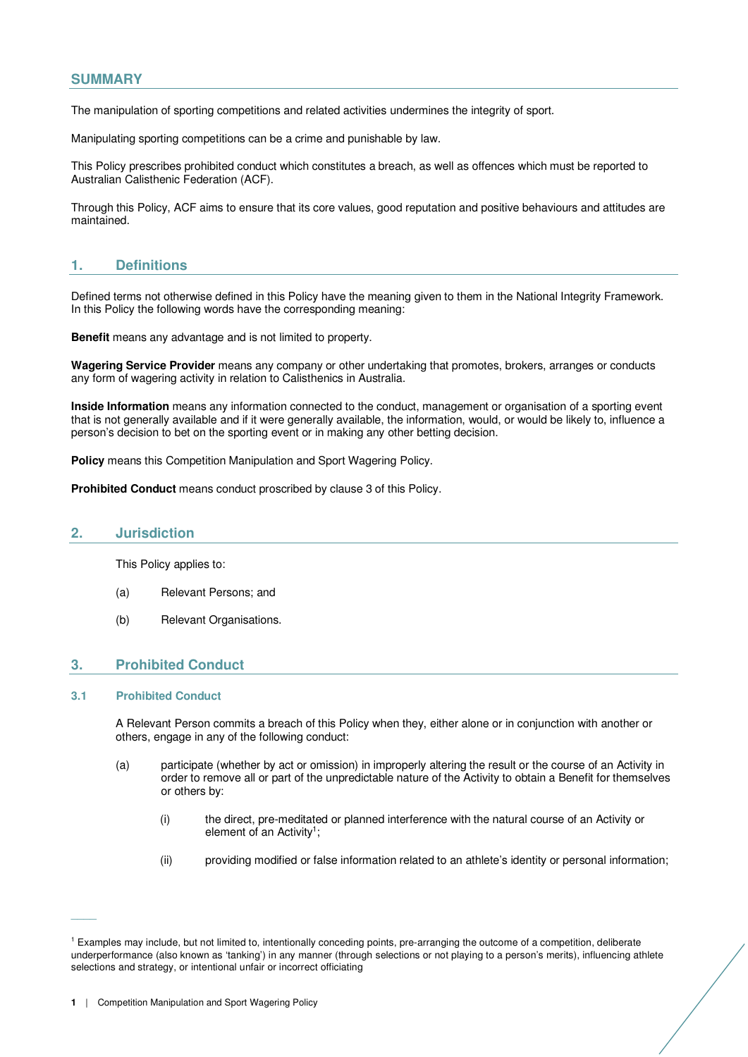## SUMMARY

The manipulation of sporting competitions and related activities undermines the integrity of sport.

Manipulating sporting competitions can be a crime and punishable by law.

This Policy prescribes prohibited conduct which constitutes a breach, as well as offences which must be reported to Australian Calisthenic Federation (ACF).

Through this Policy, ACF aims to ensure that its core values, good reputation and positive behaviours and attitudes are maintained.

## 1. Definitions

Defined terms not otherwise defined in this Policy have the meaning given to them in the National Integrity Framework. In this Policy the following words have the corresponding meaning:

**Benefit** means any advantage and is not limited to property.

**Wagering Service Provider** means any company or other undertaking that promotes, brokers, arranges or conducts any form of wagering activity in relation to Calisthenics in Australia.

**Inside Information** means any information connected to the conduct, management or organisation of a sporting event that is not generally available and if it were generally available, the information, would, or would be likely to, influence a person's decision to bet on the sporting event or in making any other betting decision.

**Policy** means this Competition Manipulation and Sport Wagering Policy.

**Prohibited Conduct** means conduct proscribed by clause 3 of this Policy.

## 2. Jurisdiction

This Policy applies to:

(a) Relevant Persons; and

(b) Relevant Organisations.

## 3. Prohibited Conduct

### 3.1 Prohibited Conduct

A Relevant Person commits a breach of this Policy when they, either alone or in conjunction with another or others, engage in any of the following conduct:

(a) participate (whether by act or omission) in improperly altering the result or the course of an Activity in order to remove all or part of the unpredictable nature of the Activity to obtain a Benefit for themselves or others by:

(i) the direct, pre-meditated or planned interference with the natural course of an Activity or element of an Activity[1];

(ii) providing modified or false information related to an athlete's identity or personal information;

[1] Examples may include, but not limited to, intentionally conceding points, pre-arranging the outcome of a competition, deliberate underperformance (also known as 'tanking') in any manner (through selections or not playing to a person's merits), influencing athlete selections and strategy, or intentional unfair or incorrect officiating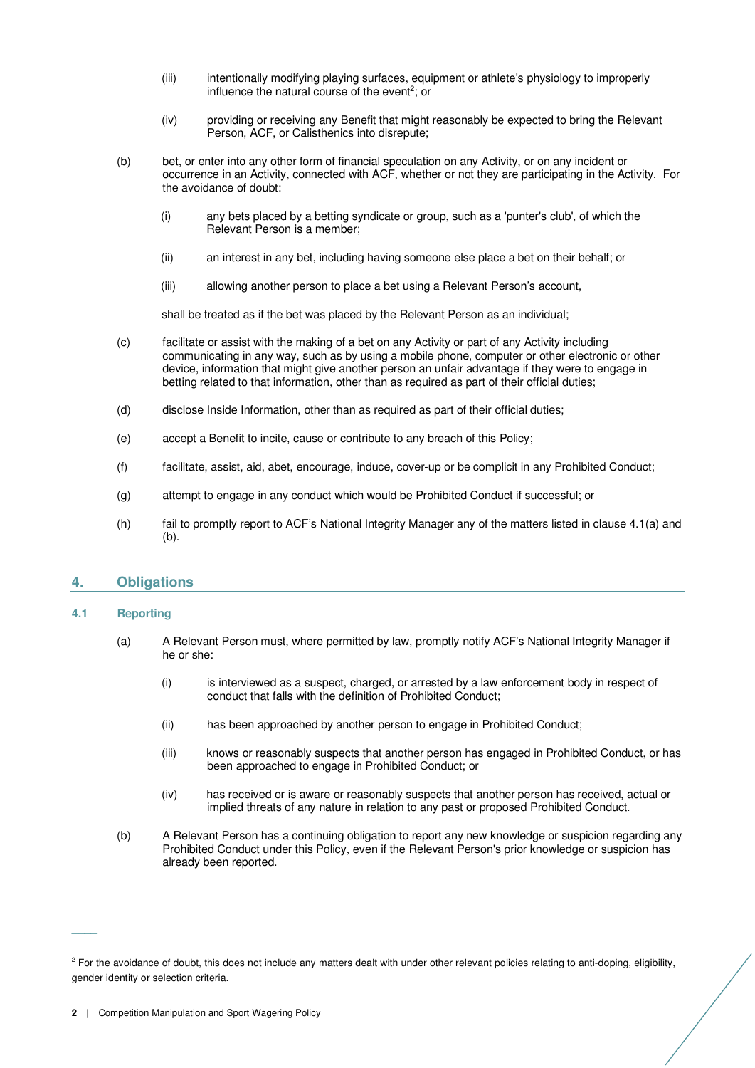(iii) intentionally modifying playing surfaces, equipment or athlete's physiology to improperly influence the natural course of the event[2]; or

(iv) providing or receiving any Benefit that might reasonably be expected to bring the Relevant Person, ACF, or Calisthenics into disrepute;

(b) bet, or enter into any other form of financial speculation on any Activity, or on any incident or occurrence in an Activity, connected with ACF, whether or not they are participating in the Activity. For the avoidance of doubt:

(i) any bets placed by a betting syndicate or group, such as a 'punter's club', of which the Relevant Person is a member;

(ii) an interest in any bet, including having someone else place a bet on their behalf; or

(iii) allowing another person to place a bet using a Relevant Person's account,

shall be treated as if the bet was placed by the Relevant Person as an individual;

(c) facilitate or assist with the making of a bet on any Activity or part of any Activity including communicating in any way, such as by using a mobile phone, computer or other electronic or other device, information that might give another person an unfair advantage if they were to engage in betting related to that information, other than as required as part of their official duties;

(d) disclose Inside Information, other than as required as part of their official duties;

(e) accept a Benefit to incite, cause or contribute to any breach of this Policy;

(f) facilitate, assist, aid, abet, encourage, induce, cover-up or be complicit in any Prohibited Conduct;

(g) attempt to engage in any conduct which would be Prohibited Conduct if successful; or

(h) fail to promptly report to ACF's National Integrity Manager any of the matters listed in clause 4.1(a) and (b).

## 4. Obligations

### 4.1 Reporting

(a) A Relevant Person must, where permitted by law, promptly notify ACF's National Integrity Manager if he or she:

(i) is interviewed as a suspect, charged, or arrested by a law enforcement body in respect of conduct that falls with the definition of Prohibited Conduct;

(ii) has been approached by another person to engage in Prohibited Conduct;

(iii) knows or reasonably suspects that another person has engaged in Prohibited Conduct, or has been approached to engage in Prohibited Conduct; or

(iv) has received or is aware or reasonably suspects that another person has received, actual or implied threats of any nature in relation to any past or proposed Prohibited Conduct.

(b) A Relevant Person has a continuing obligation to report any new knowledge or suspicion regarding any Prohibited Conduct under this Policy, even if the Relevant Person's prior knowledge or suspicion has already been reported.

---

[2] For the avoidance of doubt, this does not include any matters dealt with under other relevant policies relating to anti-doping, eligibility, gender identity or selection criteria.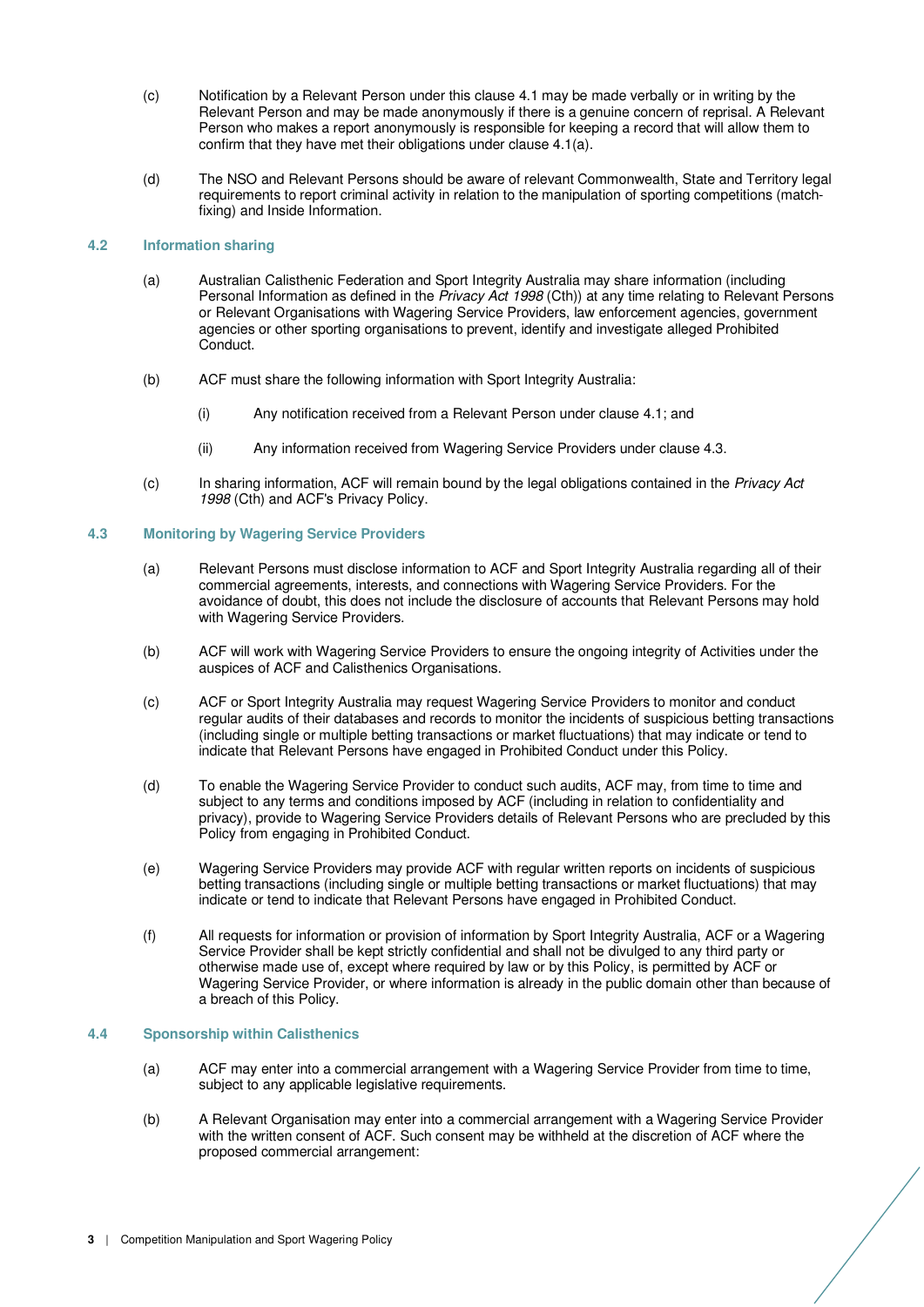(c) Notification by a Relevant Person under this clause 4.1 may be made verbally or in writing by the Relevant Person and may be made anonymously if there is a genuine concern of reprisal. A Relevant Person who makes a report anonymously is responsible for keeping a record that will allow them to confirm that they have met their obligations under clause 4.1(a).

(d) The NSO and Relevant Persons should be aware of relevant Commonwealth, State and Territory legal requirements to report criminal activity in relation to the manipulation of sporting competitions (match-fixing) and Inside Information.

### 4.2 Information sharing

(a) Australian Calisthenic Federation and Sport Integrity Australia may share information (including Personal Information as defined in the *Privacy Act 1998* (Cth)) at any time relating to Relevant Persons or Relevant Organisations with Wagering Service Providers, law enforcement agencies, government agencies or other sporting organisations to prevent, identify and investigate alleged Prohibited Conduct.

(b) ACF must share the following information with Sport Integrity Australia:

(i) Any notification received from a Relevant Person under clause 4.1; and

(ii) Any information received from Wagering Service Providers under clause 4.3.

(c) In sharing information, ACF will remain bound by the legal obligations contained in the *Privacy Act 1998* (Cth) and ACF's Privacy Policy.

### 4.3 Monitoring by Wagering Service Providers

(a) Relevant Persons must disclose information to ACF and Sport Integrity Australia regarding all of their commercial agreements, interests, and connections with Wagering Service Providers. For the avoidance of doubt, this does not include the disclosure of accounts that Relevant Persons may hold with Wagering Service Providers.

(b) ACF will work with Wagering Service Providers to ensure the ongoing integrity of Activities under the auspices of ACF and Calisthenics Organisations.

(c) ACF or Sport Integrity Australia may request Wagering Service Providers to monitor and conduct regular audits of their databases and records to monitor the incidents of suspicious betting transactions (including single or multiple betting transactions or market fluctuations) that may indicate or tend to indicate that Relevant Persons have engaged in Prohibited Conduct under this Policy.

(d) To enable the Wagering Service Provider to conduct such audits, ACF may, from time to time and subject to any terms and conditions imposed by ACF (including in relation to confidentiality and privacy), provide to Wagering Service Providers details of Relevant Persons who are precluded by this Policy from engaging in Prohibited Conduct.

(e) Wagering Service Providers may provide ACF with regular written reports on incidents of suspicious betting transactions (including single or multiple betting transactions or market fluctuations) that may indicate or tend to indicate that Relevant Persons have engaged in Prohibited Conduct.

(f) All requests for information or provision of information by Sport Integrity Australia, ACF or a Wagering Service Provider shall be kept strictly confidential and shall not be divulged to any third party or otherwise made use of, except where required by law or by this Policy, is permitted by ACF or Wagering Service Provider, or where information is already in the public domain other than because of a breach of this Policy.

### 4.4 Sponsorship within Calisthenics

(a) ACF may enter into a commercial arrangement with a Wagering Service Provider from time to time, subject to any applicable legislative requirements.

(b) A Relevant Organisation may enter into a commercial arrangement with a Wagering Service Provider with the written consent of ACF. Such consent may be withheld at the discretion of ACF where the proposed commercial arrangement: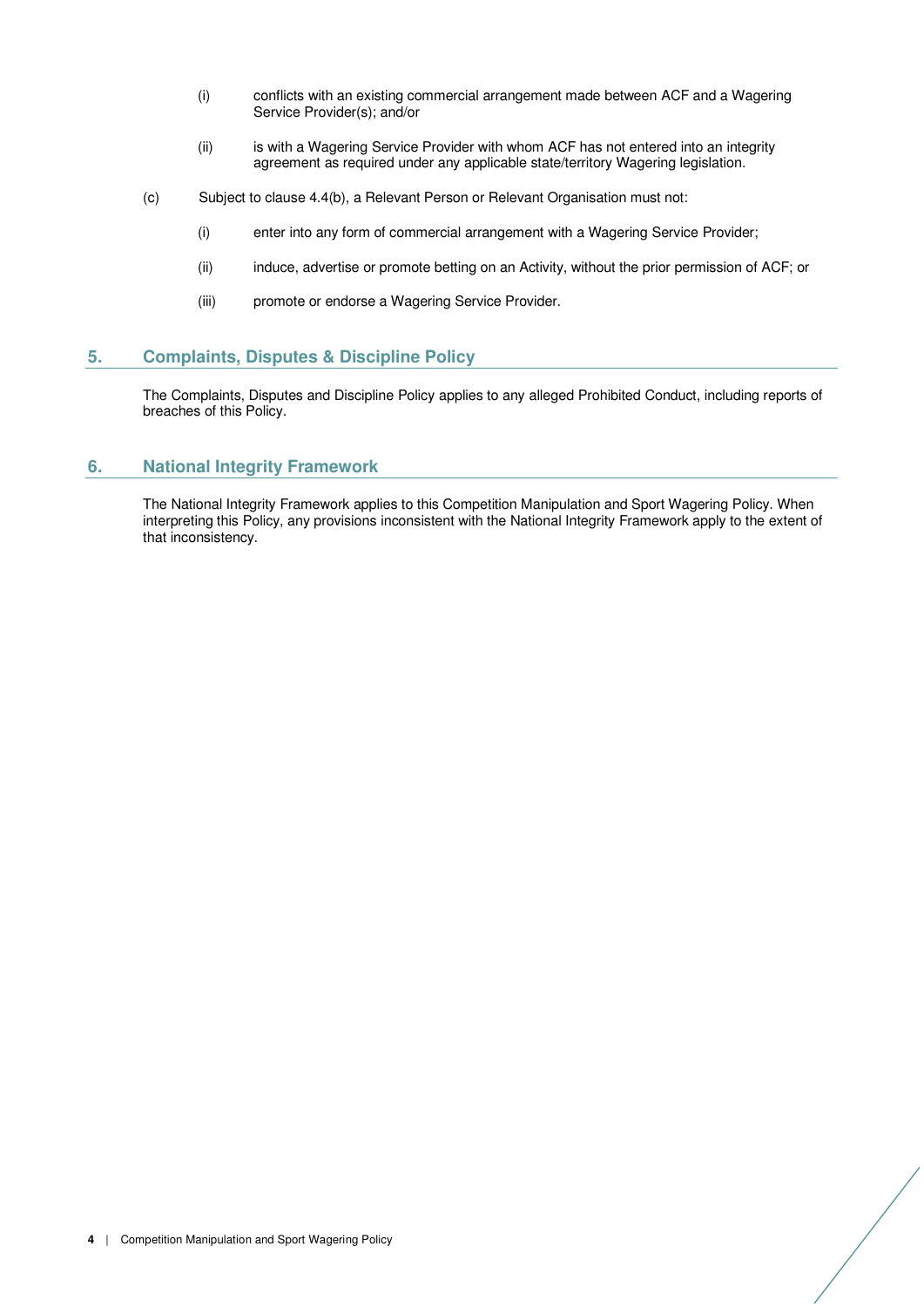(i) conflicts with an existing commercial arrangement made between ACF and a Wagering Service Provider(s); and/or

(ii) is with a Wagering Service Provider with whom ACF has not entered into an integrity agreement as required under any applicable state/territory Wagering legislation.

(c) Subject to clause 4.4(b), a Relevant Person or Relevant Organisation must not:

(i) enter into any form of commercial arrangement with a Wagering Service Provider;

(ii) induce, advertise or promote betting on an Activity, without the prior permission of ACF; or

(iii) promote or endorse a Wagering Service Provider.

## 5. Complaints, Disputes & Discipline Policy

The Complaints, Disputes and Discipline Policy applies to any alleged Prohibited Conduct, including reports of breaches of this Policy.

## 6. National Integrity Framework

The National Integrity Framework applies to this Competition Manipulation and Sport Wagering Policy. When interpreting this Policy, any provisions inconsistent with the National Integrity Framework apply to the extent of that inconsistency.